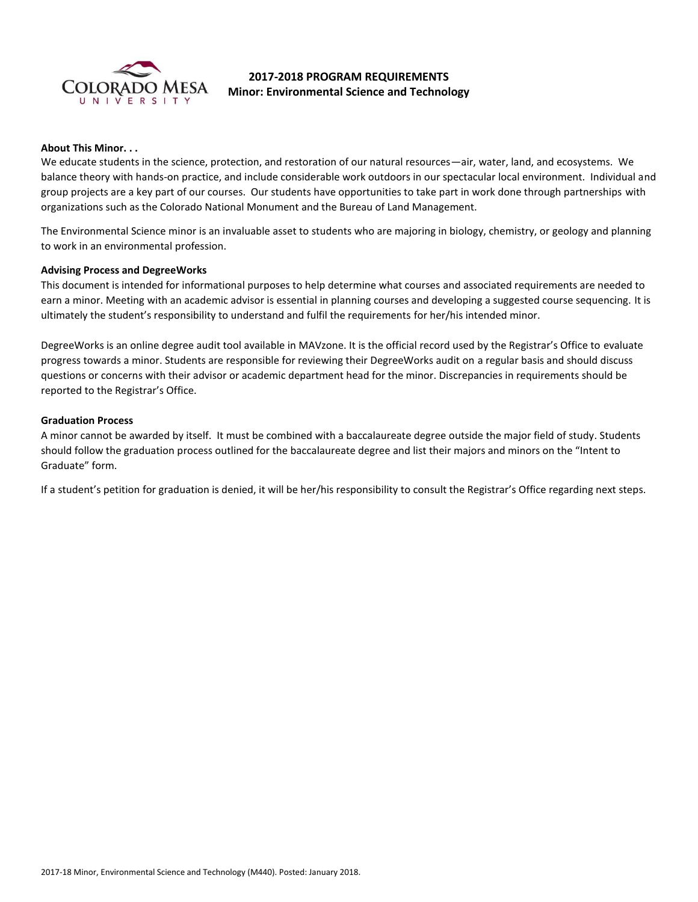# 2017-2018 PROGRAM REQUIREMENTS
## Minor: Environmental Science and Technology

**About This Minor. . .**

We educate students in the science, protection, and restoration of our natural resources—air, water, land, and ecosystems. We balance theory with hands-on practice, and include considerable work outdoors in our spectacular local environment. Individual and group projects are a key part of our courses. Our students have opportunities to take part in work done through partnerships with organizations such as the Colorado National Monument and the Bureau of Land Management.

The Environmental Science minor is an invaluable asset to students who are majoring in biology, chemistry, or geology and planning to work in an environmental profession.

**Advising Process and DegreeWorks**

This document is intended for informational purposes to help determine what courses and associated requirements are needed to earn a minor. Meeting with an academic advisor is essential in planning courses and developing a suggested course sequencing. It is ultimately the student's responsibility to understand and fulfil the requirements for her/his intended minor.

DegreeWorks is an online degree audit tool available in MAVzone. It is the official record used by the Registrar's Office to evaluate progress towards a minor. Students are responsible for reviewing their DegreeWorks audit on a regular basis and should discuss questions or concerns with their advisor or academic department head for the minor. Discrepancies in requirements should be reported to the Registrar's Office.

**Graduation Process**

A minor cannot be awarded by itself. It must be combined with a baccalaureate degree outside the major field of study. Students should follow the graduation process outlined for the baccalaureate degree and list their majors and minors on the "Intent to Graduate" form.

If a student's petition for graduation is denied, it will be her/his responsibility to consult the Registrar's Office regarding next steps.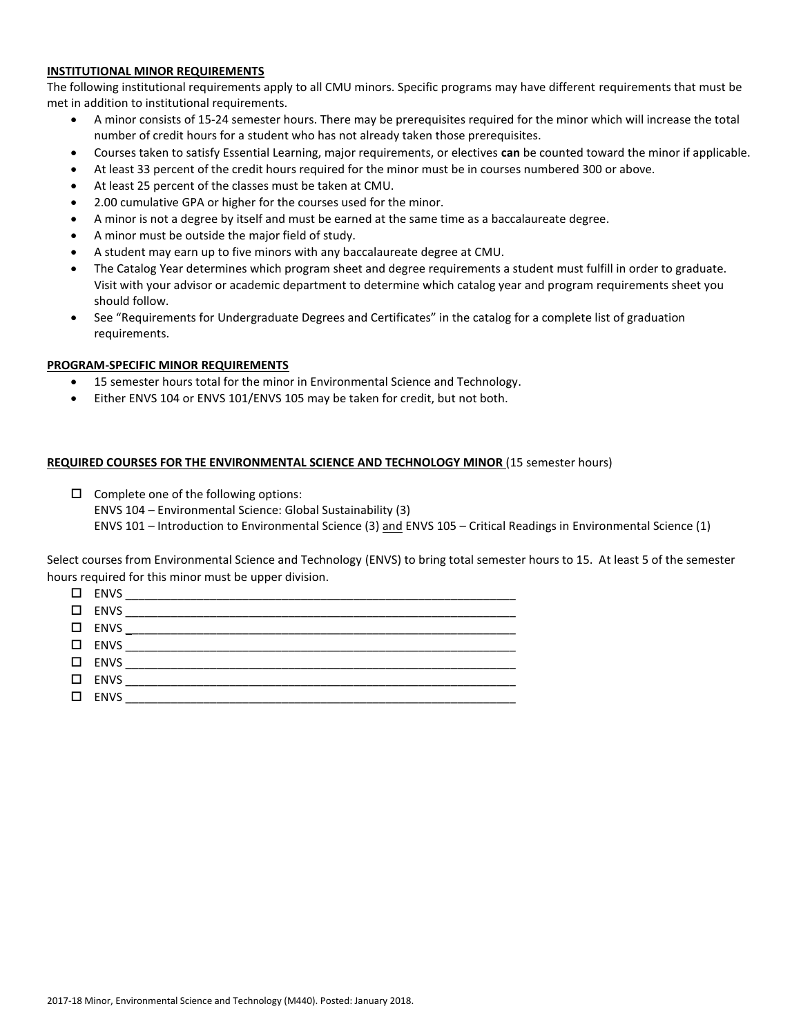**INSTITUTIONAL MINOR REQUIREMENTS**

The following institutional requirements apply to all CMU minors. Specific programs may have different requirements that must be met in addition to institutional requirements.

- A minor consists of 15-24 semester hours. There may be prerequisites required for the minor which will increase the total number of credit hours for a student who has not already taken those prerequisites.
- Courses taken to satisfy Essential Learning, major requirements, or electives **can** be counted toward the minor if applicable.
- At least 33 percent of the credit hours required for the minor must be in courses numbered 300 or above.
- At least 25 percent of the classes must be taken at CMU.
- 2.00 cumulative GPA or higher for the courses used for the minor.
- A minor is not a degree by itself and must be earned at the same time as a baccalaureate degree.
- A minor must be outside the major field of study.
- A student may earn up to five minors with any baccalaureate degree at CMU.
- The Catalog Year determines which program sheet and degree requirements a student must fulfill in order to graduate. Visit with your advisor or academic department to determine which catalog year and program requirements sheet you should follow.
- See "Requirements for Undergraduate Degrees and Certificates" in the catalog for a complete list of graduation requirements.

**PROGRAM-SPECIFIC MINOR REQUIREMENTS**

- 15 semester hours total for the minor in Environmental Science and Technology.
- Either ENVS 104 or ENVS 101/ENVS 105 may be taken for credit, but not both.

**REQUIRED COURSES FOR THE ENVIRONMENTAL SCIENCE AND TECHNOLOGY MINOR** (15 semester hours)

- ☐ Complete one of the following options:
  ENVS 104 – Environmental Science: Global Sustainability (3)
  ENVS 101 – Introduction to Environmental Science (3) and ENVS 105 – Critical Readings in Environmental Science (1)

Select courses from Environmental Science and Technology (ENVS) to bring total semester hours to 15. At least 5 of the semester hours required for this minor must be upper division.

- ☐ ENVS ____________________________________________________________
- ☐ ENVS ____________________________________________________________
- ☐ ENVS ____________________________________________________________
- ☐ ENVS ____________________________________________________________
- ☐ ENVS ____________________________________________________________
- ☐ ENVS ____________________________________________________________
- ☐ ENVS ____________________________________________________________

2017-18 Minor, Environmental Science and Technology (M440). Posted: January 2018.